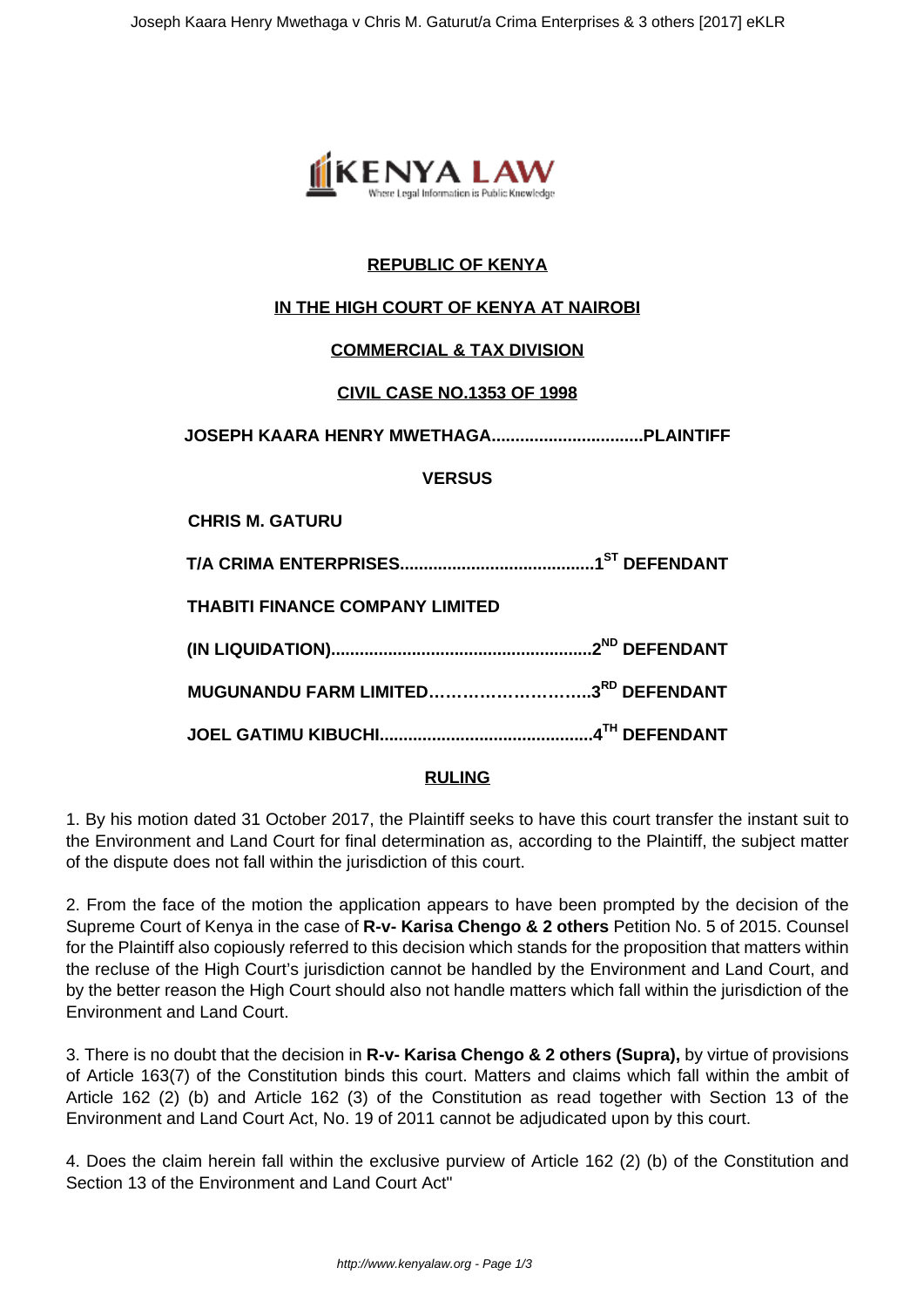**REPUBLIC OF KENYA**

**IN THE HIGH COURT OF KENYA AT NAIROBI**

**COMMERCIAL & TAX DIVISION**

**CIVIL CASE NO.1353 OF 1998**

**JOSEPH KAARA HENRY MWETHAGA................................PLAINTIFF**

**VERSUS**

**CHRIS M. GATURU**

**T/A CRIMA ENTERPRISES.........................................1ST DEFENDANT**

**THABITI FINANCE COMPANY LIMITED**

**(IN LIQUIDATION)......................................................2ND DEFENDANT**

**MUGUNANDU FARM LIMITED………………………..3RD DEFENDANT**

**JOEL GATIMU KIBUCHI............................................4TH DEFENDANT**

**RULING**

1. By his motion dated 31 October 2017, the Plaintiff seeks to have this court transfer the instant suit to the Environment and Land Court for final determination as, according to the Plaintiff, the subject matter of the dispute does not fall within the jurisdiction of this court.

2. From the face of the motion the application appears to have been prompted by the decision of the Supreme Court of Kenya in the case of **R-v- Karisa Chengo & 2 others** Petition No. 5 of 2015. Counsel for the Plaintiff also copiously referred to this decision which stands for the proposition that matters within the recluse of the High Court's jurisdiction cannot be handled by the Environment and Land Court, and by the better reason the High Court should also not handle matters which fall within the jurisdiction of the Environment and Land Court.

3. There is no doubt that the decision in **R-v- Karisa Chengo & 2 others (Supra),** by virtue of provisions of Article 163(7) of the Constitution binds this court. Matters and claims which fall within the ambit of Article 162 (2) (b) and Article 162 (3) of the Constitution as read together with Section 13 of the Environment and Land Court Act, No. 19 of 2011 cannot be adjudicated upon by this court.

4. Does the claim herein fall within the exclusive purview of Article 162 (2) (b) of the Constitution and Section 13 of the Environment and Land Court Act"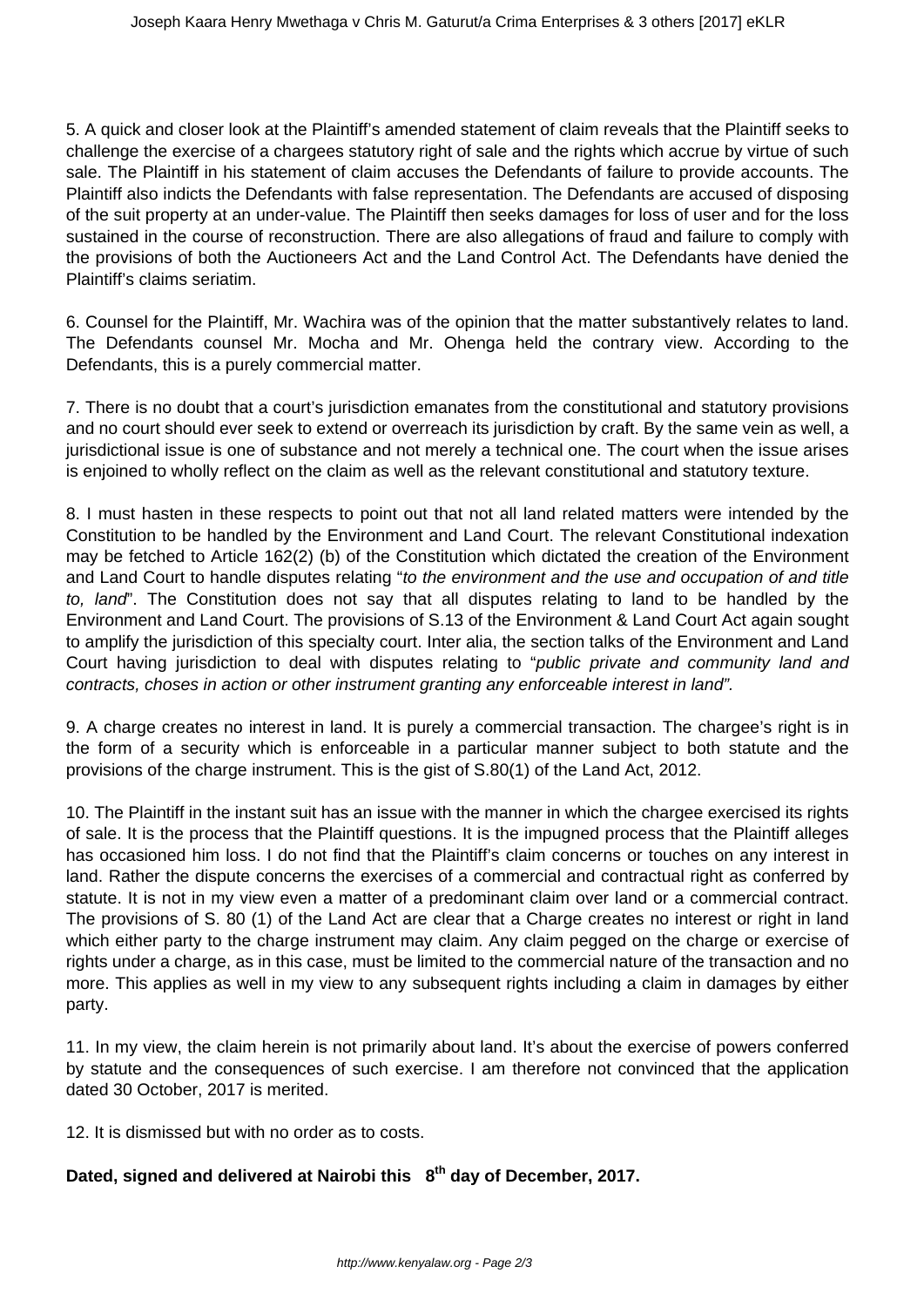5. A quick and closer look at the Plaintiff's amended statement of claim reveals that the Plaintiff seeks to challenge the exercise of a chargees statutory right of sale and the rights which accrue by virtue of such sale. The Plaintiff in his statement of claim accuses the Defendants of failure to provide accounts. The Plaintiff also indicts the Defendants with false representation. The Defendants are accused of disposing of the suit property at an under-value. The Plaintiff then seeks damages for loss of user and for the loss sustained in the course of reconstruction. There are also allegations of fraud and failure to comply with the provisions of both the Auctioneers Act and the Land Control Act. The Defendants have denied the Plaintiff's claims seriatim.

6. Counsel for the Plaintiff, Mr. Wachira was of the opinion that the matter substantively relates to land. The Defendants counsel Mr. Mocha and Mr. Ohenga held the contrary view. According to the Defendants, this is a purely commercial matter.

7. There is no doubt that a court's jurisdiction emanates from the constitutional and statutory provisions and no court should ever seek to extend or overreach its jurisdiction by craft. By the same vein as well, a jurisdictional issue is one of substance and not merely a technical one. The court when the issue arises is enjoined to wholly reflect on the claim as well as the relevant constitutional and statutory texture.

8. I must hasten in these respects to point out that not all land related matters were intended by the Constitution to be handled by the Environment and Land Court. The relevant Constitutional indexation may be fetched to Article 162(2) (b) of the Constitution which dictated the creation of the Environment and Land Court to handle disputes relating "*to the environment and the use and occupation of and title to, land*". The Constitution does not say that all disputes relating to land to be handled by the Environment and Land Court. The provisions of S.13 of the Environment & Land Court Act again sought to amplify the jurisdiction of this specialty court. Inter alia, the section talks of the Environment and Land Court having jurisdiction to deal with disputes relating to "*public private and community land and contracts, choses in action or other instrument granting any enforceable interest in land".*

9. A charge creates no interest in land. It is purely a commercial transaction. The chargee's right is in the form of a security which is enforceable in a particular manner subject to both statute and the provisions of the charge instrument. This is the gist of S.80(1) of the Land Act, 2012.

10. The Plaintiff in the instant suit has an issue with the manner in which the chargee exercised its rights of sale. It is the process that the Plaintiff questions. It is the impugned process that the Plaintiff alleges has occasioned him loss. I do not find that the Plaintiff's claim concerns or touches on any interest in land. Rather the dispute concerns the exercises of a commercial and contractual right as conferred by statute. It is not in my view even a matter of a predominant claim over land or a commercial contract. The provisions of S. 80 (1) of the Land Act are clear that a Charge creates no interest or right in land which either party to the charge instrument may claim. Any claim pegged on the charge or exercise of rights under a charge, as in this case, must be limited to the commercial nature of the transaction and no more. This applies as well in my view to any subsequent rights including a claim in damages by either party.

11. In my view, the claim herein is not primarily about land. It's about the exercise of powers conferred by statute and the consequences of such exercise. I am therefore not convinced that the application dated 30 October, 2017 is merited.

12. It is dismissed but with no order as to costs.

**Dated, signed and delivered at Nairobi this 8th day of December, 2017.**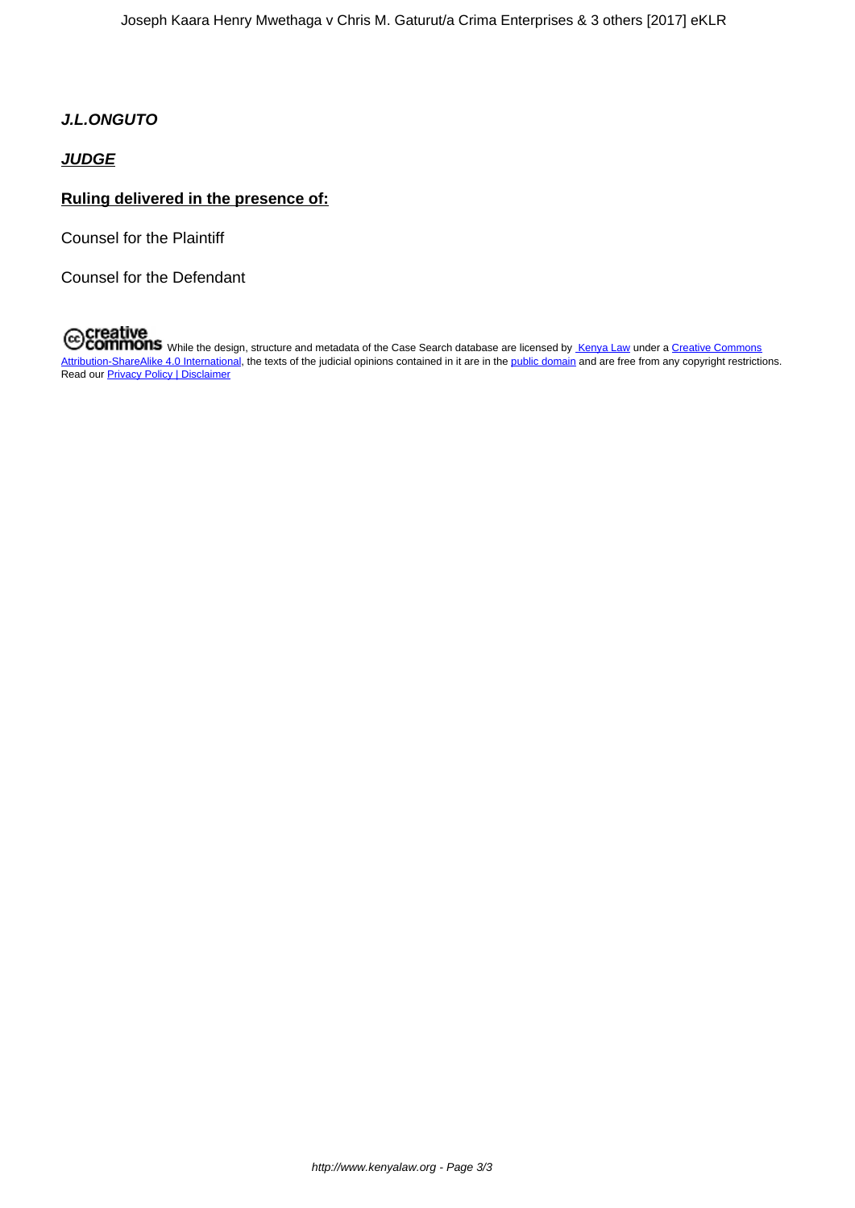**J.L.ONGUTO**

***JUDGE***

**Ruling delivered in the presence of:**

Counsel for the Plaintiff

Counsel for the Defendant

While the design, structure and metadata of the Case Search database are licensed by Kenya Law under a Creative Commons Attribution-ShareAlike 4.0 International, the texts of the judicial opinions contained in it are in the public domain and are free from any copyright restrictions. Read our Privacy Policy | Disclaimer